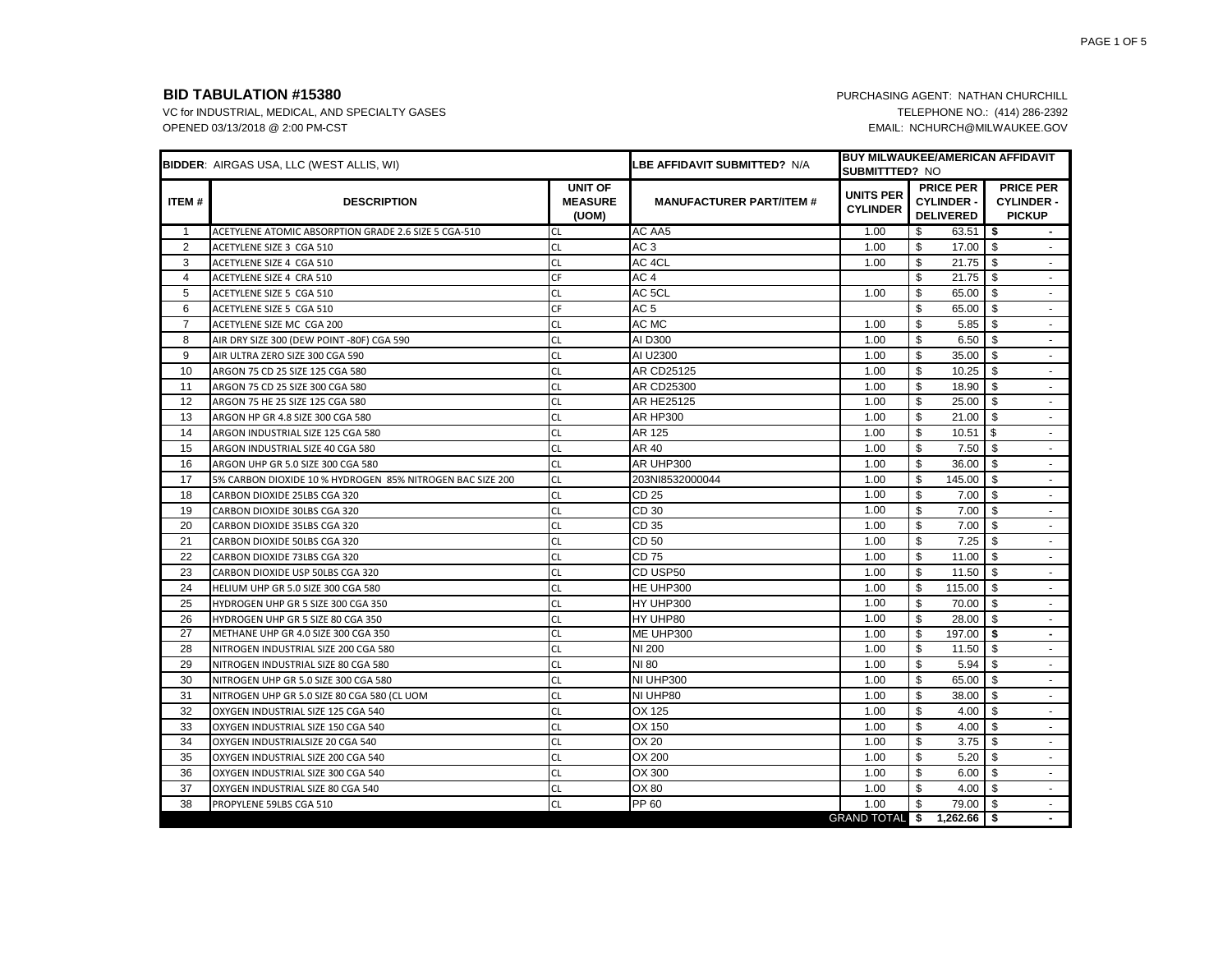## BID TABULATION #15380

VC for INDUSTRIAL, MEDICAL, AND SPECIALTY GASES
OPENED 03/13/2018 @ 2:00 PM-CST

PURCHASING AGENT: NATHAN CHURCHILL
TELEPHONE NO.: (414) 286-2392
EMAIL: NCHURCH@MILWAUKEE.GOV

| **BIDDER**: AIRGAS USA, LLC (WEST ALLIS, WI) | | | **LBE AFFIDAVIT SUBMITTED?** N/A | **BUY MILWAUKEE/AMERICAN AFFIDAVIT SUBMITTTED?** NO | | |
|---|---|---|---|---|---|---|
| **ITEM #** | **DESCRIPTION** | **UNIT OF MEASURE (UOM)** | **MANUFACTURER PART/ITEM #** | **UNITS PER CYLINDER** | **PRICE PER CYLINDER - DELIVERED** | **PRICE PER CYLINDER - PICKUP** |
| 1 | ACETYLENE ATOMIC ABSORPTION GRADE 2.6 SIZE 5 CGA-510 | CL | AC AA5 | 1.00 | $ 63.51 | $ - |
| 2 | ACETYLENE SIZE 3 CGA 510 | CL | AC 3 | 1.00 | $ 17.00 | $ - |
| 3 | ACETYLENE SIZE 4 CGA 510 | CL | AC 4CL | 1.00 | $ 21.75 | $ - |
| 4 | ACETYLENE SIZE 4 CRA 510 | CF | AC 4 | | $ 21.75 | $ - |
| 5 | ACETYLENE SIZE 5 CGA 510 | CL | AC 5CL | 1.00 | $ 65.00 | $ - |
| 6 | ACETYLENE SIZE 5 CGA 510 | CF | AC 5 | | $ 65.00 | $ - |
| 7 | ACETYLENE SIZE MC CGA 200 | CL | AC MC | 1.00 | $ 5.85 | $ - |
| 8 | AIR DRY SIZE 300 (DEW POINT -80F) CGA 590 | CL | AI D300 | 1.00 | $ 6.50 | $ - |
| 9 | AIR ULTRA ZERO SIZE 300 CGA 590 | CL | AI U2300 | 1.00 | $ 35.00 | $ - |
| 10 | ARGON 75 CD 25 SIZE 125 CGA 580 | CL | AR CD25125 | 1.00 | $ 10.25 | $ - |
| 11 | ARGON 75 CD 25 SIZE 300 CGA 580 | CL | AR CD25300 | 1.00 | $ 18.90 | $ - |
| 12 | ARGON 75 HE 25 SIZE 125 CGA 580 | CL | AR HE25125 | 1.00 | $ 25.00 | $ - |
| 13 | ARGON HP GR 4.8 SIZE 300 CGA 580 | CL | AR HP300 | 1.00 | $ 21.00 | $ - |
| 14 | ARGON INDUSTRIAL SIZE 125 CGA 580 | CL | AR 125 | 1.00 | $ 10.51 | $ - |
| 15 | ARGON INDUSTRIAL SIZE 40 CGA 580 | CL | AR 40 | 1.00 | $ 7.50 | $ - |
| 16 | ARGON UHP GR 5.0 SIZE 300 CGA 580 | CL | AR UHP300 | 1.00 | $ 36.00 | $ - |
| 17 | 5% CARBON DIOXIDE 10 % HYDROGEN 85% NITROGEN BAC SIZE 200 | CL | 203NI8532000044 | 1.00 | $ 145.00 | $ - |
| 18 | CARBON DIOXIDE 25LBS CGA 320 | CL | CD 25 | 1.00 | $ 7.00 | $ - |
| 19 | CARBON DIOXIDE 30LBS CGA 320 | CL | CD 30 | 1.00 | $ 7.00 | $ - |
| 20 | CARBON DIOXIDE 35LBS CGA 320 | CL | CD 35 | 1.00 | $ 7.00 | $ - |
| 21 | CARBON DIOXIDE 50LBS CGA 320 | CL | CD 50 | 1.00 | $ 7.25 | $ - |
| 22 | CARBON DIOXIDE 73LBS CGA 320 | CL | CD 75 | 1.00 | $ 11.00 | $ - |
| 23 | CARBON DIOXIDE USP 50LBS CGA 320 | CL | CD USP50 | 1.00 | $ 11.50 | $ - |
| 24 | HELIUM UHP GR 5.0 SIZE 300 CGA 580 | CL | HE UHP300 | 1.00 | $ 115.00 | $ - |
| 25 | HYDROGEN UHP GR 5 SIZE 300 CGA 350 | CL | HY UHP300 | 1.00 | $ 70.00 | $ - |
| 26 | HYDROGEN UHP GR 5 SIZE 80 CGA 350 | CL | HY UHP80 | 1.00 | $ 28.00 | $ - |
| 27 | METHANE UHP GR 4.0 SIZE 300 CGA 350 | CL | ME UHP300 | 1.00 | $ 197.00 | $ - |
| 28 | NITROGEN INDUSTRIAL SIZE 200 CGA 580 | CL | NI 200 | 1.00 | $ 11.50 | $ - |
| 29 | NITROGEN INDUSTRIAL SIZE 80 CGA 580 | CL | NI 80 | 1.00 | $ 5.94 | $ - |
| 30 | NITROGEN UHP GR 5.0 SIZE 300 CGA 580 | CL | NI UHP300 | 1.00 | $ 65.00 | $ - |
| 31 | NITROGEN UHP GR 5.0 SIZE 80 CGA 580 (CL UOM | CL | NI UHP80 | 1.00 | $ 38.00 | $ - |
| 32 | OXYGEN INDUSTRIAL SIZE 125 CGA 540 | CL | OX 125 | 1.00 | $ 4.00 | $ - |
| 33 | OXYGEN INDUSTRIAL SIZE 150 CGA 540 | CL | OX 150 | 1.00 | $ 4.00 | $ - |
| 34 | OXYGEN INDUSTRIALSIZE 20 CGA 540 | CL | OX 20 | 1.00 | $ 3.75 | $ - |
| 35 | OXYGEN INDUSTRIAL SIZE 200 CGA 540 | CL | OX 200 | 1.00 | $ 5.20 | $ - |
| 36 | OXYGEN INDUSTRIAL SIZE 300 CGA 540 | CL | OX 300 | 1.00 | $ 6.00 | $ - |
| 37 | OXYGEN INDUSTRIAL SIZE 80 CGA 540 | CL | OX 80 | 1.00 | $ 4.00 | $ - |
| 38 | PROPYLENE 59LBS CGA 510 | CL | PP 60 | 1.00 | $ 79.00 | $ - |
| | | | | GRAND TOTAL | **$ 1,262.66** | **$ -** |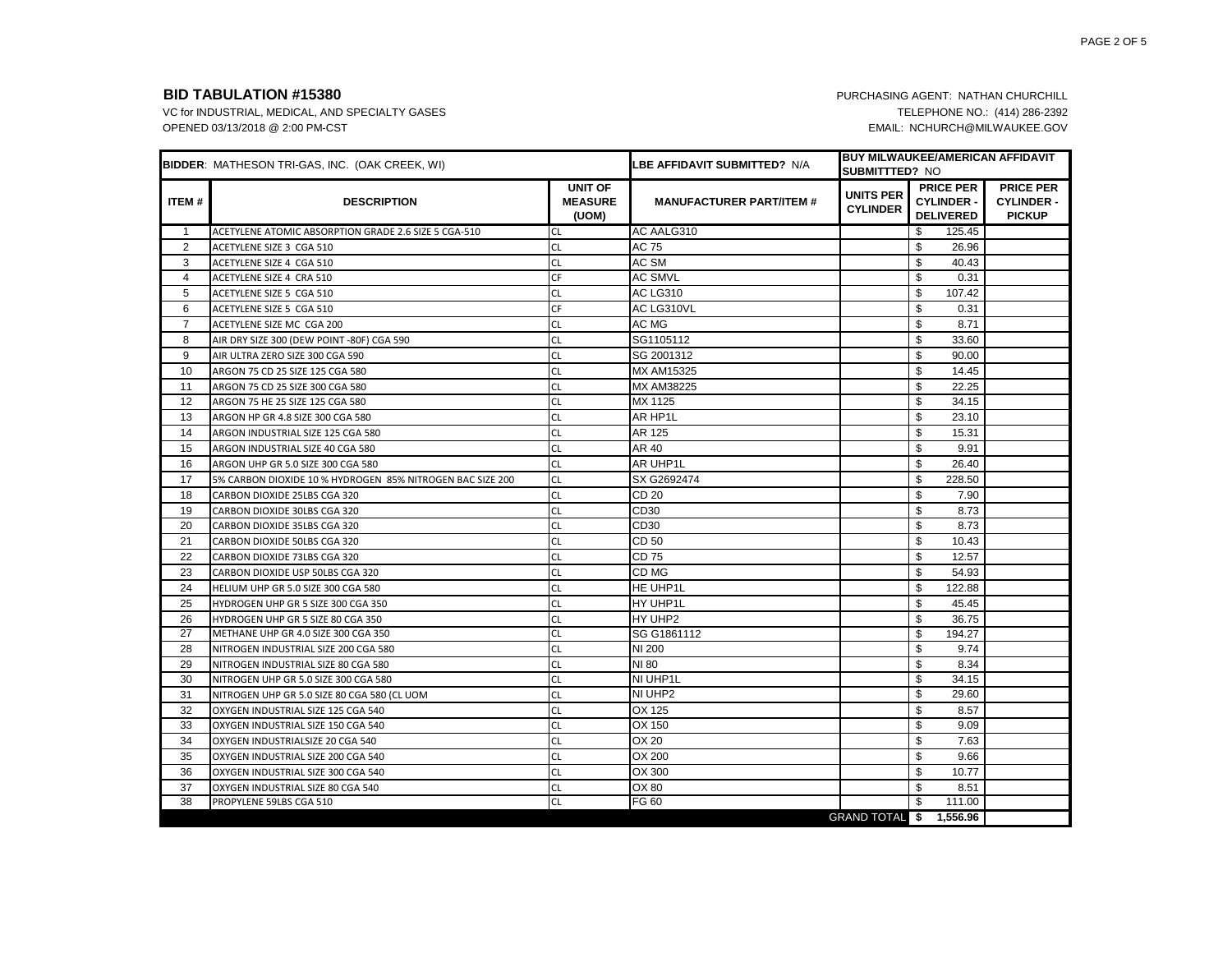**BID TABULATION #15380**

VC for INDUSTRIAL, MEDICAL, AND SPECIALTY GASES
OPENED 03/13/2018 @ 2:00 PM-CST

PURCHASING AGENT: NATHAN CHURCHILL
TELEPHONE NO.: (414) 286-2392
EMAIL: NCHURCH@MILWAUKEE.GOV

| **BIDDER**: MATHESON TRI-GAS, INC. (OAK CREEK, WI) | | | **LBE AFFIDAVIT SUBMITTED?** N/A | **BUY MILWAUKEE/AMERICAN AFFIDAVIT SUBMITTTED?** NO | | |
|---|---|---|---|---|---|---|
| **ITEM #** | **DESCRIPTION** | **UNIT OF MEASURE (UOM)** | **MANUFACTURER PART/ITEM #** | **UNITS PER CYLINDER** | **PRICE PER CYLINDER - DELIVERED** | **PRICE PER CYLINDER - PICKUP** |
| 1 | ACETYLENE ATOMIC ABSORPTION GRADE 2.6 SIZE 5 CGA-510 | CL | AC AALG310 | | $ 125.45 | |
| 2 | ACETYLENE SIZE 3 CGA 510 | CL | AC 75 | | $ 26.96 | |
| 3 | ACETYLENE SIZE 4 CGA 510 | CL | AC SM | | $ 40.43 | |
| 4 | ACETYLENE SIZE 4 CRA 510 | CF | AC SMVL | | $ 0.31 | |
| 5 | ACETYLENE SIZE 5 CGA 510 | CL | AC LG310 | | $ 107.42 | |
| 6 | ACETYLENE SIZE 5 CGA 510 | CF | AC LG310VL | | $ 0.31 | |
| 7 | ACETYLENE SIZE MC CGA 200 | CL | AC MG | | $ 8.71 | |
| 8 | AIR DRY SIZE 300 (DEW POINT -80F) CGA 590 | CL | SG1105112 | | $ 33.60 | |
| 9 | AIR ULTRA ZERO SIZE 300 CGA 590 | CL | SG 2001312 | | $ 90.00 | |
| 10 | ARGON 75 CD 25 SIZE 125 CGA 580 | CL | MX AM15325 | | $ 14.45 | |
| 11 | ARGON 75 CD 25 SIZE 300 CGA 580 | CL | MX AM38225 | | $ 22.25 | |
| 12 | ARGON 75 HE 25 SIZE 125 CGA 580 | CL | MX 1125 | | $ 34.15 | |
| 13 | ARGON HP GR 4.8 SIZE 300 CGA 580 | CL | AR HP1L | | $ 23.10 | |
| 14 | ARGON INDUSTRIAL SIZE 125 CGA 580 | CL | AR 125 | | $ 15.31 | |
| 15 | ARGON INDUSTRIAL SIZE 40 CGA 580 | CL | AR 40 | | $ 9.91 | |
| 16 | ARGON UHP GR 5.0 SIZE 300 CGA 580 | CL | AR UHP1L | | $ 26.40 | |
| 17 | 5% CARBON DIOXIDE 10 % HYDROGEN 85% NITROGEN BAC SIZE 200 | CL | SX G2692474 | | $ 228.50 | |
| 18 | CARBON DIOXIDE 25LBS CGA 320 | CL | CD 20 | | $ 7.90 | |
| 19 | CARBON DIOXIDE 30LBS CGA 320 | CL | CD30 | | $ 8.73 | |
| 20 | CARBON DIOXIDE 35LBS CGA 320 | CL | CD30 | | $ 8.73 | |
| 21 | CARBON DIOXIDE 50LBS CGA 320 | CL | CD 50 | | $ 10.43 | |
| 22 | CARBON DIOXIDE 73LBS CGA 320 | CL | CD 75 | | $ 12.57 | |
| 23 | CARBON DIOXIDE USP 50LBS CGA 320 | CL | CD MG | | $ 54.93 | |
| 24 | HELIUM UHP GR 5.0 SIZE 300 CGA 580 | CL | HE UHP1L | | $ 122.88 | |
| 25 | HYDROGEN UHP GR 5 SIZE 300 CGA 350 | CL | HY UHP1L | | $ 45.45 | |
| 26 | HYDROGEN UHP GR 5 SIZE 80 CGA 350 | CL | HY UHP2 | | $ 36.75 | |
| 27 | METHANE UHP GR 4.0 SIZE 300 CGA 350 | CL | SG G1861112 | | $ 194.27 | |
| 28 | NITROGEN INDUSTRIAL SIZE 200 CGA 580 | CL | NI 200 | | $ 9.74 | |
| 29 | NITROGEN INDUSTRIAL SIZE 80 CGA 580 | CL | NI 80 | | $ 8.34 | |
| 30 | NITROGEN UHP GR 5.0 SIZE 300 CGA 580 | CL | NI UHP1L | | $ 34.15 | |
| 31 | NITROGEN UHP GR 5.0 SIZE 80 CGA 580 (CL UOM | CL | NI UHP2 | | $ 29.60 | |
| 32 | OXYGEN INDUSTRIAL SIZE 125 CGA 540 | CL | OX 125 | | $ 8.57 | |
| 33 | OXYGEN INDUSTRIAL SIZE 150 CGA 540 | CL | OX 150 | | $ 9.09 | |
| 34 | OXYGEN INDUSTRIALSIZE 20 CGA 540 | CL | OX 20 | | $ 7.63 | |
| 35 | OXYGEN INDUSTRIAL SIZE 200 CGA 540 | CL | OX 200 | | $ 9.66 | |
| 36 | OXYGEN INDUSTRIAL SIZE 300 CGA 540 | CL | OX 300 | | $ 10.77 | |
| 37 | OXYGEN INDUSTRIAL SIZE 80 CGA 540 | CL | OX 80 | | $ 8.51 | |
| 38 | PROPYLENE 59LBS CGA 510 | CL | FG 60 | | $ 111.00 | |
| | | | | GRAND TOTAL | **$ 1,556.96** | |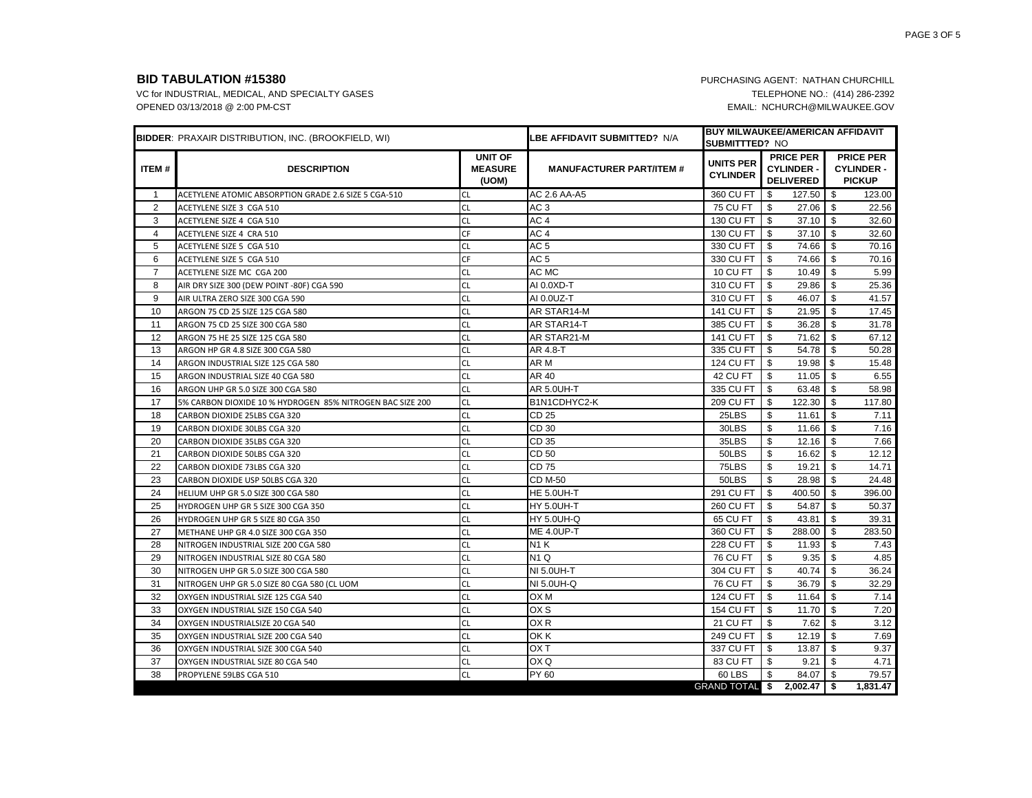**BID TABULATION #15380**

VC for INDUSTRIAL, MEDICAL, AND SPECIALTY GASES
OPENED 03/13/2018 @ 2:00 PM-CST

PURCHASING AGENT: NATHAN CHURCHILL
TELEPHONE NO.: (414) 286-2392
EMAIL: NCHURCH@MILWAUKEE.GOV

| BIDDER: PRAXAIR DISTRIBUTION, INC. (BROOKFIELD, WI) | | | LBE AFFIDAVIT SUBMITTED? N/A | BUY MILWAUKEE/AMERICAN AFFIDAVIT SUBMITTTED? NO | | |
|---|---|---|---|---|---|---|
| **ITEM #** | **DESCRIPTION** | **UNIT OF MEASURE (UOM)** | **MANUFACTURER PART/ITEM #** | **UNITS PER CYLINDER** | **PRICE PER CYLINDER - DELIVERED** | **PRICE PER CYLINDER - PICKUP** |
| 1 | ACETYLENE ATOMIC ABSORPTION GRADE 2.6 SIZE 5 CGA-510 | CL | AC 2.6 AA-A5 | 360 CU FT | $ 127.50 | $ 123.00 |
| 2 | ACETYLENE SIZE 3 CGA 510 | CL | AC 3 | 75 CU FT | $ 27.06 | $ 22.56 |
| 3 | ACETYLENE SIZE 4 CGA 510 | CL | AC 4 | 130 CU FT | $ 37.10 | $ 32.60 |
| 4 | ACETYLENE SIZE 4 CRA 510 | CF | AC 4 | 130 CU FT | $ 37.10 | $ 32.60 |
| 5 | ACETYLENE SIZE 5 CGA 510 | CL | AC 5 | 330 CU FT | $ 74.66 | $ 70.16 |
| 6 | ACETYLENE SIZE 5 CGA 510 | CF | AC 5 | 330 CU FT | $ 74.66 | $ 70.16 |
| 7 | ACETYLENE SIZE MC CGA 200 | CL | AC MC | 10 CU FT | $ 10.49 | $ 5.99 |
| 8 | AIR DRY SIZE 300 (DEW POINT -80F) CGA 590 | CL | AI 0.0XD-T | 310 CU FT | $ 29.86 | $ 25.36 |
| 9 | AIR ULTRA ZERO SIZE 300 CGA 590 | CL | AI 0.0UZ-T | 310 CU FT | $ 46.07 | $ 41.57 |
| 10 | ARGON 75 CD 25 SIZE 125 CGA 580 | CL | AR STAR14-M | 141 CU FT | $ 21.95 | $ 17.45 |
| 11 | ARGON 75 CD 25 SIZE 300 CGA 580 | CL | AR STAR14-T | 385 CU FT | $ 36.28 | $ 31.78 |
| 12 | ARGON 75 HE 25 SIZE 125 CGA 580 | CL | AR STAR21-M | 141 CU FT | $ 71.62 | $ 67.12 |
| 13 | ARGON HP GR 4.8 SIZE 300 CGA 580 | CL | AR 4.8-T | 335 CU FT | $ 54.78 | $ 50.28 |
| 14 | ARGON INDUSTRIAL SIZE 125 CGA 580 | CL | AR M | 124 CU FT | $ 19.98 | $ 15.48 |
| 15 | ARGON INDUSTRIAL SIZE 40 CGA 580 | CL | AR 40 | 42 CU FT | $ 11.05 | $ 6.55 |
| 16 | ARGON UHP GR 5.0 SIZE 300 CGA 580 | CL | AR 5.0UH-T | 335 CU FT | $ 63.48 | $ 58.98 |
| 17 | 5% CARBON DIOXIDE 10 % HYDROGEN 85% NITROGEN BAC SIZE 200 | CL | B1N1CDHYC2-K | 209 CU FT | $ 122.30 | $ 117.80 |
| 18 | CARBON DIOXIDE 25LBS CGA 320 | CL | CD 25 | 25LBS | $ 11.61 | $ 7.11 |
| 19 | CARBON DIOXIDE 30LBS CGA 320 | CL | CD 30 | 30LBS | $ 11.66 | $ 7.16 |
| 20 | CARBON DIOXIDE 35LBS CGA 320 | CL | CD 35 | 35LBS | $ 12.16 | $ 7.66 |
| 21 | CARBON DIOXIDE 50LBS CGA 320 | CL | CD 50 | 50LBS | $ 16.62 | $ 12.12 |
| 22 | CARBON DIOXIDE 73LBS CGA 320 | CL | CD 75 | 75LBS | $ 19.21 | $ 14.71 |
| 23 | CARBON DIOXIDE USP 50LBS CGA 320 | CL | CD M-50 | 50LBS | $ 28.98 | $ 24.48 |
| 24 | HELIUM UHP GR 5.0 SIZE 300 CGA 580 | CL | HE 5.0UH-T | 291 CU FT | $ 400.50 | $ 396.00 |
| 25 | HYDROGEN UHP GR 5.0 SIZE 300 CGA 350 | CL | HY 5.0UH-T | 260 CU FT | $ 54.87 | $ 50.37 |
| 26 | HYDROGEN UHP GR 5 SIZE 80 CGA 350 | CL | HY 5.0UH-Q | 65 CU FT | $ 43.81 | $ 39.31 |
| 27 | METHANE UHP GR 4.0 SIZE 300 CGA 350 | CL | ME 4.0UP-T | 360 CU FT | $ 288.00 | $ 283.50 |
| 28 | NITROGEN INDUSTRIAL SIZE 200 CGA 580 | CL | N1 K | 228 CU FT | $ 11.93 | $ 7.43 |
| 29 | NITROGEN INDUSTRIAL SIZE 80 CGA 580 | CL | N1 Q | 76 CU FT | $ 9.35 | $ 4.85 |
| 30 | NITROGEN UHP GR 5.0 SIZE 300 CGA 580 | CL | NI 5.0UH-T | 304 CU FT | $ 40.74 | $ 36.24 |
| 31 | NITROGEN UHP GR 5.0 SIZE 80 CGA 580 (CL UOM | CL | NI 5.0UH-Q | 76 CU FT | $ 36.79 | $ 32.29 |
| 32 | OXYGEN INDUSTRIAL SIZE 125 CGA 540 | CL | OX M | 124 CU FT | $ 11.64 | $ 7.14 |
| 33 | OXYGEN INDUSTRIAL SIZE 150 CGA 540 | CL | OX S | 154 CU FT | $ 11.70 | $ 7.20 |
| 34 | OXYGEN INDUSTRIALSIZE 20 CGA 540 | CL | OX R | 21 CU FT | $ 7.62 | $ 3.12 |
| 35 | OXYGEN INDUSTRIAL SIZE 200 CGA 540 | CL | OK K | 249 CU FT | $ 12.19 | $ 7.69 |
| 36 | OXYGEN INDUSTRIAL SIZE 300 CGA 540 | CL | OX T | 337 CU FT | $ 13.87 | $ 9.37 |
| 37 | OXYGEN INDUSTRIAL SIZE 80 CGA 540 | CL | OX Q | 83 CU FT | $ 9.21 | $ 4.71 |
| 38 | PROPYLENE 59LBS CGA 510 | CL | PY 60 | 60 LBS | $ 84.07 | $ 79.57 |
| | | | | GRAND TOTAL | **$ 2,002.47** | **$ 1,831.47** |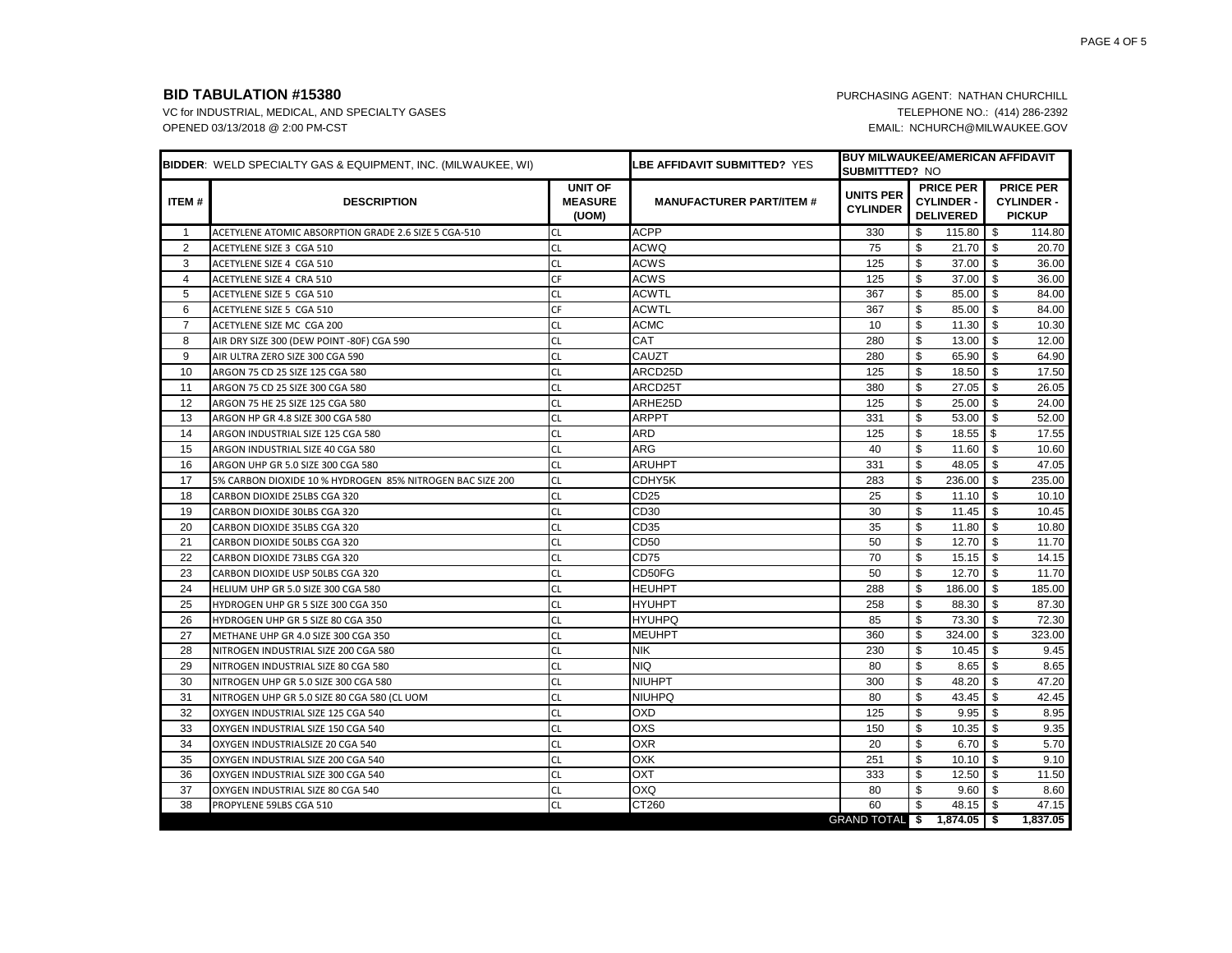## BID TABULATION #15380

VC for INDUSTRIAL, MEDICAL, AND SPECIALTY GASES
OPENED 03/13/2018 @ 2:00 PM-CST

PURCHASING AGENT: NATHAN CHURCHILL
TELEPHONE NO.: (414) 286-2392
EMAIL: NCHURCH@MILWAUKEE.GOV

| **BIDDER**: WELD SPECIALTY GAS & EQUIPMENT, INC. (MILWAUKEE, WI) | | | **LBE AFFIDAVIT SUBMITTED?** YES | **BUY MILWAUKEE/AMERICAN AFFIDAVIT SUBMITTTED?** NO | | |
|---|---|---|---|---|---|---|
| **ITEM #** | **DESCRIPTION** | **UNIT OF MEASURE (UOM)** | **MANUFACTURER PART/ITEM #** | **UNITS PER CYLINDER** | **PRICE PER CYLINDER - DELIVERED** | **PRICE PER CYLINDER - PICKUP** |
| 1 | ACETYLENE ATOMIC ABSORPTION GRADE 2.6 SIZE 5 CGA-510 | CL | ACPP | 330 | $ 115.80 | $ 114.80 |
| 2 | ACETYLENE SIZE 3 CGA 510 | CL | ACWQ | 75 | $ 21.70 | $ 20.70 |
| 3 | ACETYLENE SIZE 4 CGA 510 | CL | ACWS | 125 | $ 37.00 | $ 36.00 |
| 4 | ACETYLENE SIZE 4 CRA 510 | CF | ACWS | 125 | $ 37.00 | $ 36.00 |
| 5 | ACETYLENE SIZE 5 CGA 510 | CL | ACWTL | 367 | $ 85.00 | $ 84.00 |
| 6 | ACETYLENE SIZE 5 CGA 510 | CF | ACWTL | 367 | $ 85.00 | $ 84.00 |
| 7 | ACETYLENE SIZE MC CGA 200 | CL | ACMC | 10 | $ 11.30 | $ 10.30 |
| 8 | AIR DRY SIZE 300 (DEW POINT -80F) CGA 590 | CL | CAT | 280 | $ 13.00 | $ 12.00 |
| 9 | AIR ULTRA ZERO SIZE 300 CGA 590 | CL | CAUZT | 280 | $ 65.90 | $ 64.90 |
| 10 | ARGON 75 CD 25 SIZE 125 CGA 580 | CL | ARCD25D | 125 | $ 18.50 | $ 17.50 |
| 11 | ARGON 75 CD 25 SIZE 300 CGA 580 | CL | ARCD25T | 380 | $ 27.05 | $ 26.05 |
| 12 | ARGON 75 HE 25 SIZE 125 CGA 580 | CL | ARHE25D | 125 | $ 25.00 | $ 24.00 |
| 13 | ARGON HP GR 4.8 SIZE 300 CGA 580 | CL | ARPPT | 331 | $ 53.00 | $ 52.00 |
| 14 | ARGON INDUSTRIAL SIZE 125 CGA 580 | CL | ARD | 125 | $ 18.55 | $ 17.55 |
| 15 | ARGON INDUSTRIAL SIZE 40 CGA 580 | CL | ARG | 40 | $ 11.60 | $ 10.60 |
| 16 | ARGON UHP GR 5.0 SIZE 300 CGA 580 | CL | ARUHPT | 331 | $ 48.05 | $ 47.05 |
| 17 | 5% CARBON DIOXIDE 10 % HYDROGEN 85% NITROGEN BAC SIZE 200 | CL | CDHY5K | 283 | $ 236.00 | $ 235.00 |
| 18 | CARBON DIOXIDE 25LBS CGA 320 | CL | CD25 | 25 | $ 11.10 | $ 10.10 |
| 19 | CARBON DIOXIDE 30LBS CGA 320 | CL | CD30 | 30 | $ 11.45 | $ 10.45 |
| 20 | CARBON DIOXIDE 35LBS CGA 320 | CL | CD35 | 35 | $ 11.80 | $ 10.80 |
| 21 | CARBON DIOXIDE 50LBS CGA 320 | CL | CD50 | 50 | $ 12.70 | $ 11.70 |
| 22 | CARBON DIOXIDE 73LBS CGA 320 | CL | CD75 | 70 | $ 15.15 | $ 14.15 |
| 23 | CARBON DIOXIDE USP 50LBS CGA 320 | CL | CD50FG | 50 | $ 12.70 | $ 11.70 |
| 24 | HELIUM UHP GR 5.0 SIZE 300 CGA 580 | CL | HEUHPT | 288 | $ 186.00 | $ 185.00 |
| 25 | HYDROGEN UHP GR 5 SIZE 300 CGA 350 | CL | HYUHPT | 258 | $ 88.30 | $ 87.30 |
| 26 | HYDROGEN UHP GR 5 SIZE 80 CGA 350 | CL | HYUHPQ | 85 | $ 73.30 | $ 72.30 |
| 27 | METHANE UHP GR 4.0 SIZE 300 CGA 350 | CL | MEUHPT | 360 | $ 324.00 | $ 323.00 |
| 28 | NITROGEN INDUSTRIAL SIZE 200 CGA 580 | CL | NIK | 230 | $ 10.45 | $ 9.45 |
| 29 | NITROGEN INDUSTRIAL SIZE 80 CGA 580 | CL | NIQ | 80 | $ 8.65 | $ 8.65 |
| 30 | NITROGEN UHP GR 5.0 SIZE 300 CGA 580 | CL | NIUHPT | 300 | $ 48.20 | $ 47.20 |
| 31 | NITROGEN UHP GR 5.0 SIZE 80 CGA 580 (CL UOM | CL | NIUHPQ | 80 | $ 43.45 | $ 42.45 |
| 32 | OXYGEN INDUSTRIAL SIZE 125 CGA 540 | CL | OXD | 125 | $ 9.95 | $ 8.95 |
| 33 | OXYGEN INDUSTRIAL SIZE 150 CGA 540 | CL | OXS | 150 | $ 10.35 | $ 9.35 |
| 34 | OXYGEN INDUSTRIALSIZE 20 CGA 540 | CL | OXR | 20 | $ 6.70 | $ 5.70 |
| 35 | OXYGEN INDUSTRIAL SIZE 200 CGA 540 | CL | OXK | 251 | $ 10.10 | $ 9.10 |
| 36 | OXYGEN INDUSTRIAL SIZE 300 CGA 540 | CL | OXT | 333 | $ 12.50 | $ 11.50 |
| 37 | OXYGEN INDUSTRIAL SIZE 80 CGA 540 | CL | OXQ | 80 | $ 9.60 | $ 8.60 |
| 38 | PROPYLENE 59LBS CGA 510 | CL | CT260 | 60 | $ 48.15 | $ 47.15 |
| | | | | GRAND TOTAL | **$ 1,874.05** | **$ 1,837.05** |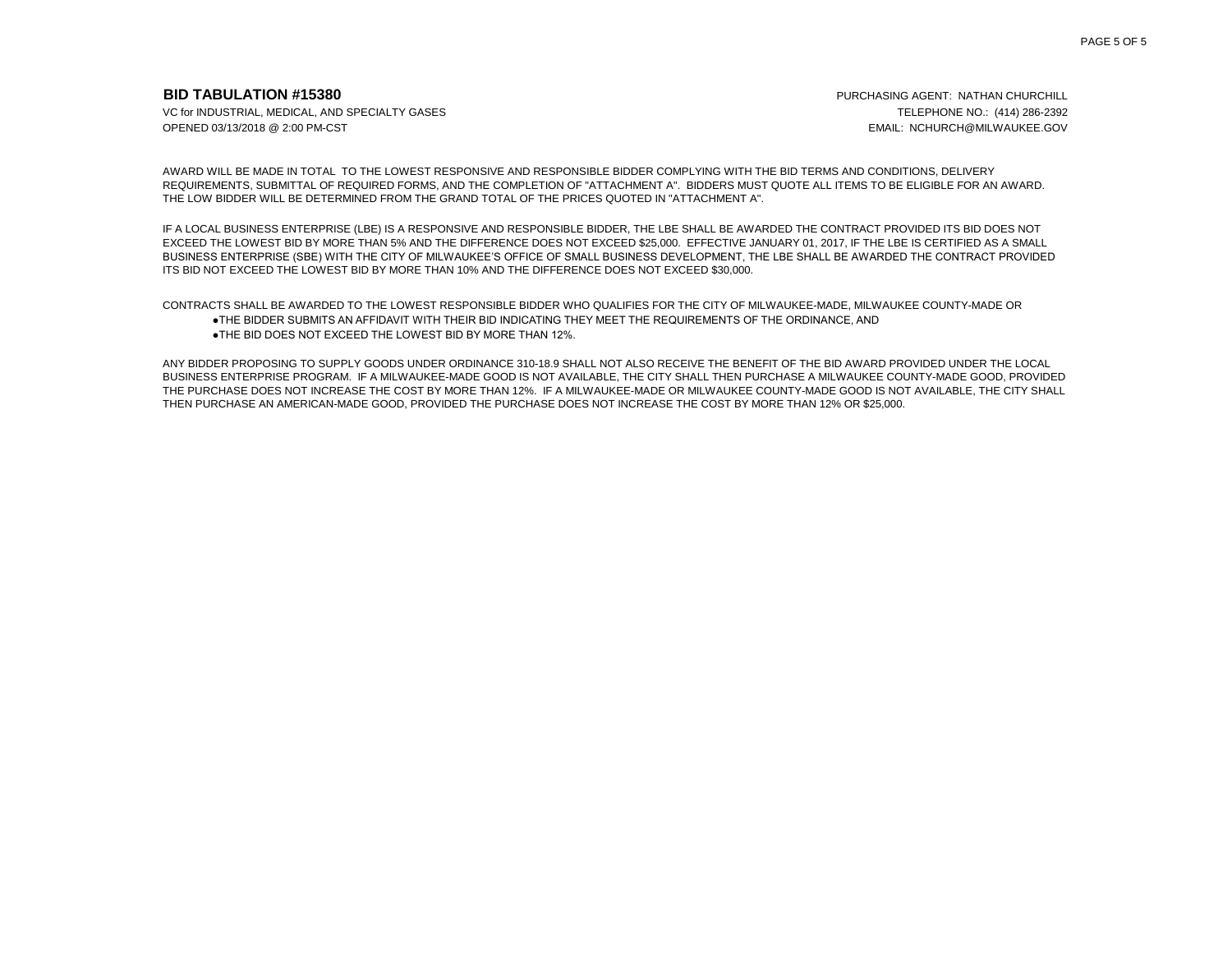**BID TABULATION #15380**

VC for INDUSTRIAL, MEDICAL, AND SPECIALTY GASES
OPENED 03/13/2018 @ 2:00 PM-CST

PURCHASING AGENT: NATHAN CHURCHILL
TELEPHONE NO.: (414) 286-2392
EMAIL: NCHURCH@MILWAUKEE.GOV

AWARD WILL BE MADE IN TOTAL TO THE LOWEST RESPONSIVE AND RESPONSIBLE BIDDER COMPLYING WITH THE BID TERMS AND CONDITIONS, DELIVERY REQUIREMENTS, SUBMITTAL OF REQUIRED FORMS, AND THE COMPLETION OF "ATTACHMENT A". BIDDERS MUST QUOTE ALL ITEMS TO BE ELIGIBLE FOR AN AWARD. THE LOW BIDDER WILL BE DETERMINED FROM THE GRAND TOTAL OF THE PRICES QUOTED IN "ATTACHMENT A".

IF A LOCAL BUSINESS ENTERPRISE (LBE) IS A RESPONSIVE AND RESPONSIBLE BIDDER, THE LBE SHALL BE AWARDED THE CONTRACT PROVIDED ITS BID DOES NOT EXCEED THE LOWEST BID BY MORE THAN 5% AND THE DIFFERENCE DOES NOT EXCEED $25,000. EFFECTIVE JANUARY 01, 2017, IF THE LBE IS CERTIFIED AS A SMALL BUSINESS ENTERPRISE (SBE) WITH THE CITY OF MILWAUKEE'S OFFICE OF SMALL BUSINESS DEVELOPMENT, THE LBE SHALL BE AWARDED THE CONTRACT PROVIDED ITS BID NOT EXCEED THE LOWEST BID BY MORE THAN 10% AND THE DIFFERENCE DOES NOT EXCEED $30,000.

CONTRACTS SHALL BE AWARDED TO THE LOWEST RESPONSIBLE BIDDER WHO QUALIFIES FOR THE CITY OF MILWAUKEE-MADE, MILWAUKEE COUNTY-MADE OR

- THE BIDDER SUBMITS AN AFFIDAVIT WITH THEIR BID INDICATING THEY MEET THE REQUIREMENTS OF THE ORDINANCE, AND
- THE BID DOES NOT EXCEED THE LOWEST BID BY MORE THAN 12%.

ANY BIDDER PROPOSING TO SUPPLY GOODS UNDER ORDINANCE 310-18.9 SHALL NOT ALSO RECEIVE THE BENEFIT OF THE BID AWARD PROVIDED UNDER THE LOCAL BUSINESS ENTERPRISE PROGRAM. IF A MILWAUKEE-MADE GOOD IS NOT AVAILABLE, THE CITY SHALL THEN PURCHASE A MILWAUKEE COUNTY-MADE GOOD, PROVIDED THE PURCHASE DOES NOT INCREASE THE COST BY MORE THAN 12%. IF A MILWAUKEE-MADE OR MILWAUKEE COUNTY-MADE GOOD IS NOT AVAILABLE, THE CITY SHALL THEN PURCHASE AN AMERICAN-MADE GOOD, PROVIDED THE PURCHASE DOES NOT INCREASE THE COST BY MORE THAN 12% OR $25,000.